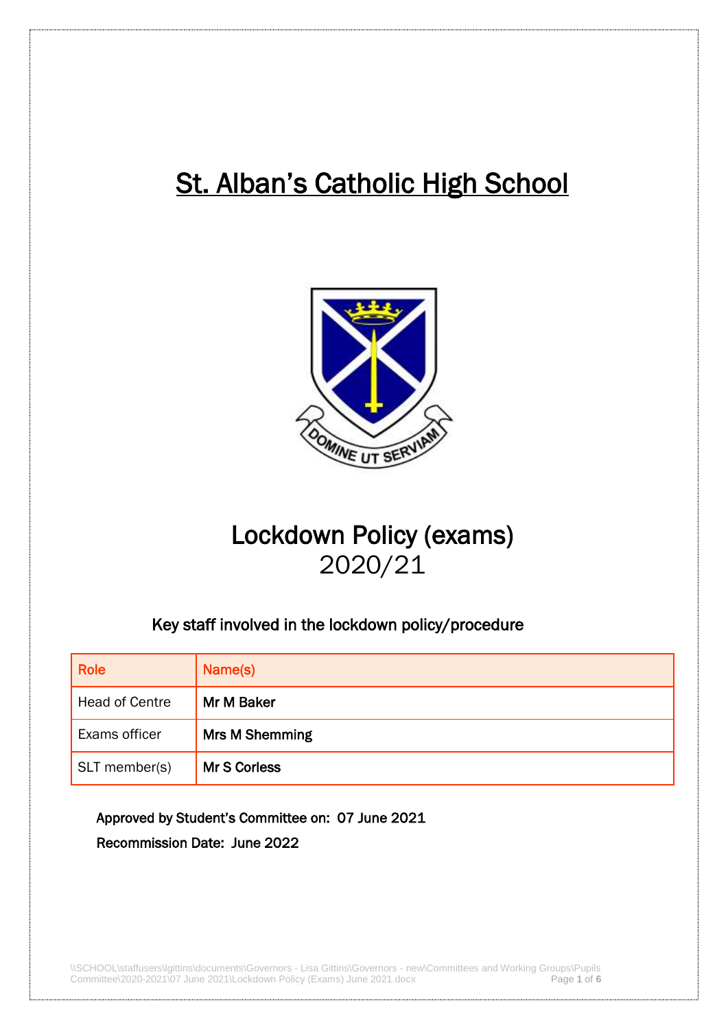# St. Alban's Catholic High School

# Lockdown Policy (exams)

2020/21

## Key staff involved in the lockdown policy/procedure

| Role | Name(s) |
|---|---|
| Head of Centre | **Mr M Baker** |
| Exams officer | **Mrs M Shemming** |
| SLT member(s) | **Mr S Corless** |

Approved by Student's Committee on: 07 June 2021

Recommission Date: June 2022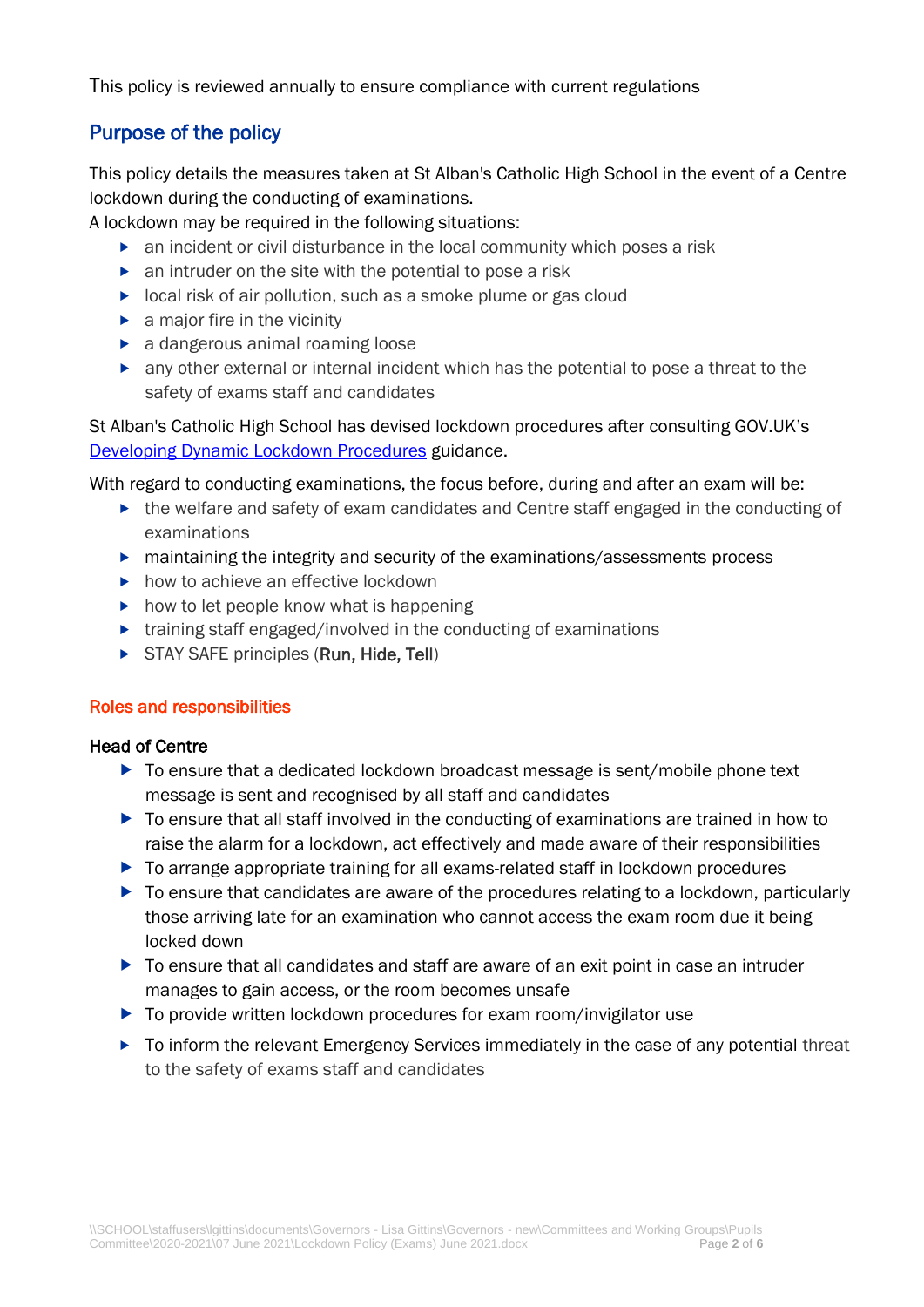This policy is reviewed annually to ensure compliance with current regulations

## Purpose of the policy

This policy details the measures taken at St Alban's Catholic High School in the event of a Centre lockdown during the conducting of examinations.

A lockdown may be required in the following situations:

- an incident or civil disturbance in the local community which poses a risk
- an intruder on the site with the potential to pose a risk
- local risk of air pollution, such as a smoke plume or gas cloud
- a major fire in the vicinity
- a dangerous animal roaming loose
- any other external or internal incident which has the potential to pose a threat to the safety of exams staff and candidates

St Alban's Catholic High School has devised lockdown procedures after consulting GOV.UK's Developing Dynamic Lockdown Procedures guidance.

With regard to conducting examinations, the focus before, during and after an exam will be:

- the welfare and safety of exam candidates and Centre staff engaged in the conducting of examinations
- maintaining the integrity and security of the examinations/assessments process
- how to achieve an effective lockdown
- how to let people know what is happening
- training staff engaged/involved in the conducting of examinations
- STAY SAFE principles (**Run, Hide, Tell**)

### Roles and responsibilities

#### Head of Centre

- To ensure that a dedicated lockdown broadcast message is sent/mobile phone text message is sent and recognised by all staff and candidates
- To ensure that all staff involved in the conducting of examinations are trained in how to raise the alarm for a lockdown, act effectively and made aware of their responsibilities
- To arrange appropriate training for all exams-related staff in lockdown procedures
- To ensure that candidates are aware of the procedures relating to a lockdown, particularly those arriving late for an examination who cannot access the exam room due it being locked down
- To ensure that all candidates and staff are aware of an exit point in case an intruder manages to gain access, or the room becomes unsafe
- To provide written lockdown procedures for exam room/invigilator use
- To inform the relevant Emergency Services immediately in the case of any potential threat to the safety of exams staff and candidates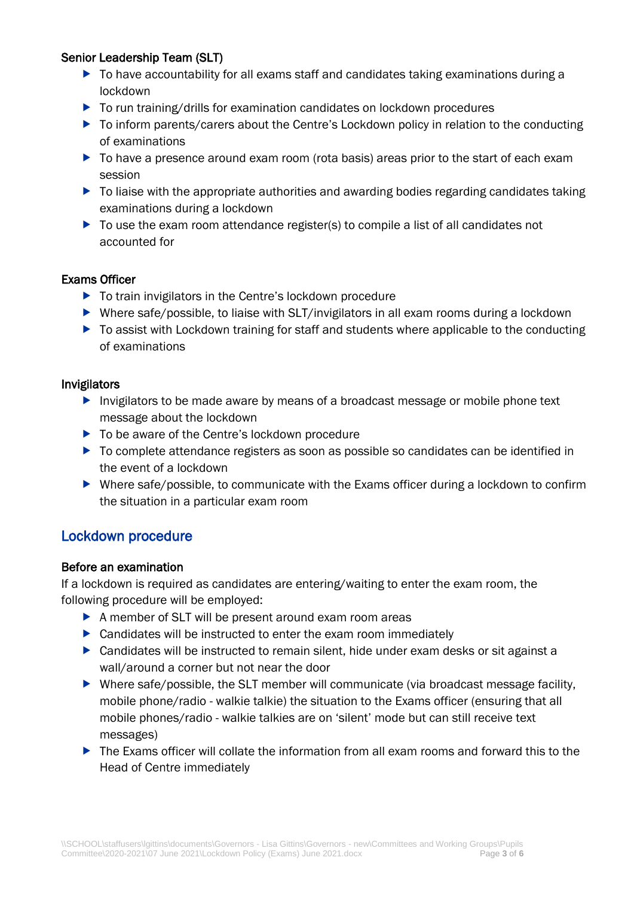### Senior Leadership Team (SLT)

- To have accountability for all exams staff and candidates taking examinations during a lockdown
- To run training/drills for examination candidates on lockdown procedures
- To inform parents/carers about the Centre's Lockdown policy in relation to the conducting of examinations
- To have a presence around exam room (rota basis) areas prior to the start of each exam session
- To liaise with the appropriate authorities and awarding bodies regarding candidates taking examinations during a lockdown
- To use the exam room attendance register(s) to compile a list of all candidates not accounted for

### Exams Officer

- To train invigilators in the Centre's lockdown procedure
- Where safe/possible, to liaise with SLT/invigilators in all exam rooms during a lockdown
- To assist with Lockdown training for staff and students where applicable to the conducting of examinations

### Invigilators

- Invigilators to be made aware by means of a broadcast message or mobile phone text message about the lockdown
- To be aware of the Centre's lockdown procedure
- To complete attendance registers as soon as possible so candidates can be identified in the event of a lockdown
- Where safe/possible, to communicate with the Exams officer during a lockdown to confirm the situation in a particular exam room

## Lockdown procedure

### Before an examination

If a lockdown is required as candidates are entering/waiting to enter the exam room, the following procedure will be employed:

- A member of SLT will be present around exam room areas
- Candidates will be instructed to enter the exam room immediately
- Candidates will be instructed to remain silent, hide under exam desks or sit against a wall/around a corner but not near the door
- Where safe/possible, the SLT member will communicate (via broadcast message facility, mobile phone/radio - walkie talkie) the situation to the Exams officer (ensuring that all mobile phones/radio - walkie talkies are on 'silent' mode but can still receive text messages)
- The Exams officer will collate the information from all exam rooms and forward this to the Head of Centre immediately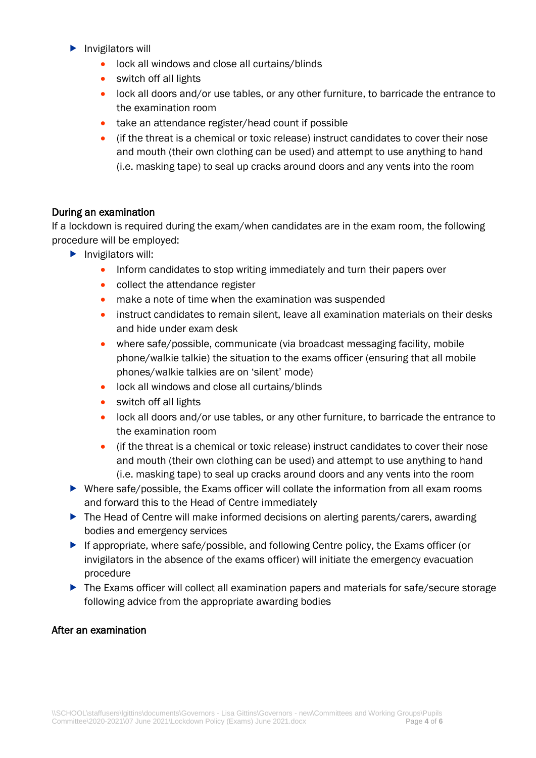- Invigilators will
  - lock all windows and close all curtains/blinds
  - switch off all lights
  - lock all doors and/or use tables, or any other furniture, to barricade the entrance to the examination room
  - take an attendance register/head count if possible
  - (if the threat is a chemical or toxic release) instruct candidates to cover their nose and mouth (their own clothing can be used) and attempt to use anything to hand (i.e. masking tape) to seal up cracks around doors and any vents into the room

### During an examination

If a lockdown is required during the exam/when candidates are in the exam room, the following procedure will be employed:

- Invigilators will:
  - Inform candidates to stop writing immediately and turn their papers over
  - collect the attendance register
  - make a note of time when the examination was suspended
  - instruct candidates to remain silent, leave all examination materials on their desks and hide under exam desk
  - where safe/possible, communicate (via broadcast messaging facility, mobile phone/walkie talkie) the situation to the exams officer (ensuring that all mobile phones/walkie talkies are on 'silent' mode)
  - lock all windows and close all curtains/blinds
  - switch off all lights
  - lock all doors and/or use tables, or any other furniture, to barricade the entrance to the examination room
  - (if the threat is a chemical or toxic release) instruct candidates to cover their nose and mouth (their own clothing can be used) and attempt to use anything to hand (i.e. masking tape) to seal up cracks around doors and any vents into the room
- Where safe/possible, the Exams officer will collate the information from all exam rooms and forward this to the Head of Centre immediately
- The Head of Centre will make informed decisions on alerting parents/carers, awarding bodies and emergency services
- If appropriate, where safe/possible, and following Centre policy, the Exams officer (or invigilators in the absence of the exams officer) will initiate the emergency evacuation procedure
- The Exams officer will collect all examination papers and materials for safe/secure storage following advice from the appropriate awarding bodies

### After an examination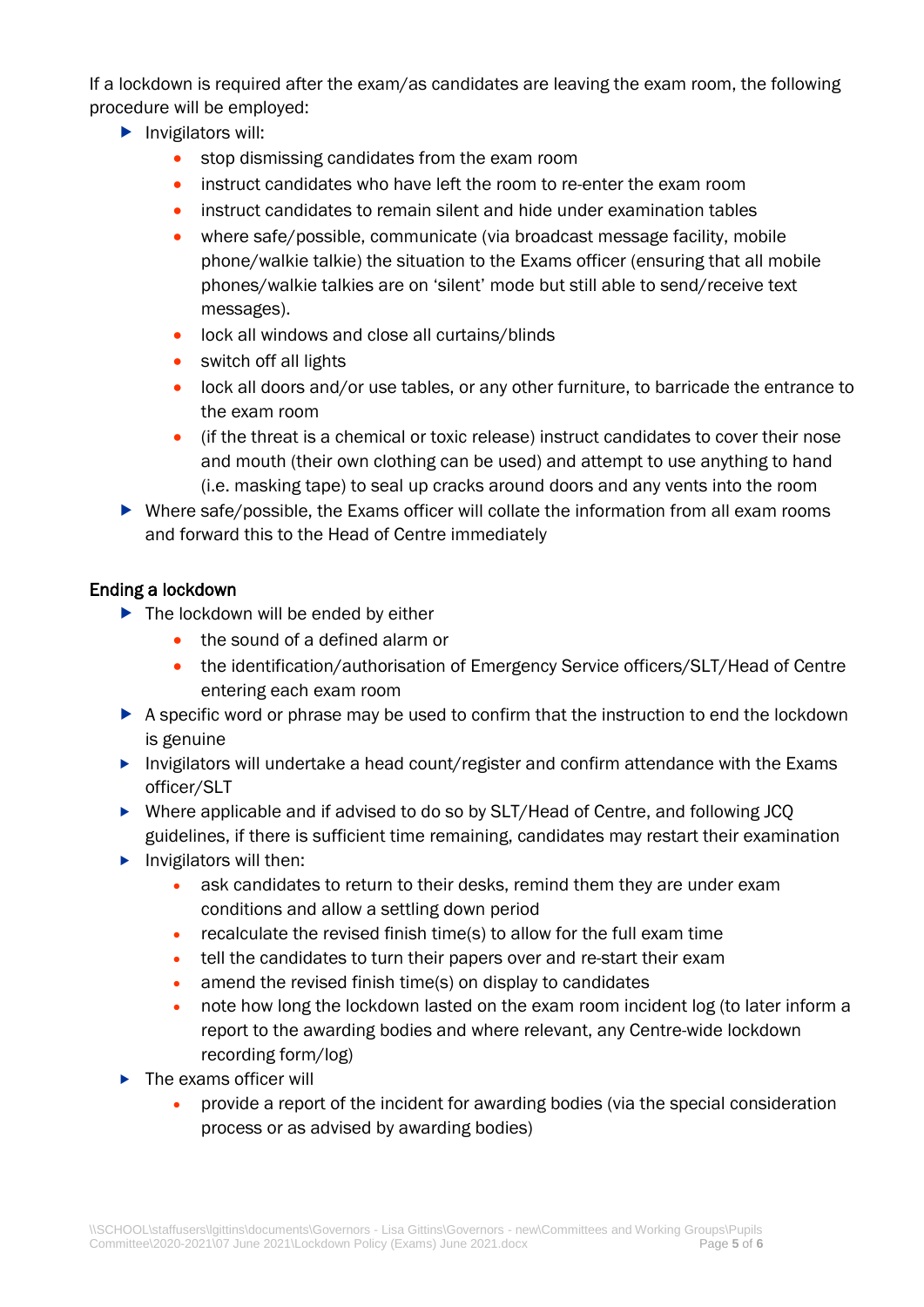If a lockdown is required after the exam/as candidates are leaving the exam room, the following procedure will be employed:

- Invigilators will:
  - stop dismissing candidates from the exam room
  - instruct candidates who have left the room to re-enter the exam room
  - instruct candidates to remain silent and hide under examination tables
  - where safe/possible, communicate (via broadcast message facility, mobile phone/walkie talkie) the situation to the Exams officer (ensuring that all mobile phones/walkie talkies are on 'silent' mode but still able to send/receive text messages).
  - lock all windows and close all curtains/blinds
  - switch off all lights
  - lock all doors and/or use tables, or any other furniture, to barricade the entrance to the exam room
  - (if the threat is a chemical or toxic release) instruct candidates to cover their nose and mouth (their own clothing can be used) and attempt to use anything to hand (i.e. masking tape) to seal up cracks around doors and any vents into the room
- Where safe/possible, the Exams officer will collate the information from all exam rooms and forward this to the Head of Centre immediately

## Ending a lockdown

- The lockdown will be ended by either
  - the sound of a defined alarm or
  - the identification/authorisation of Emergency Service officers/SLT/Head of Centre entering each exam room
- A specific word or phrase may be used to confirm that the instruction to end the lockdown is genuine
- Invigilators will undertake a head count/register and confirm attendance with the Exams officer/SLT
- Where applicable and if advised to do so by SLT/Head of Centre, and following JCQ guidelines, if there is sufficient time remaining, candidates may restart their examination
- Invigilators will then:
  - ask candidates to return to their desks, remind them they are under exam conditions and allow a settling down period
  - recalculate the revised finish time(s) to allow for the full exam time
  - tell the candidates to turn their papers over and re-start their exam
  - amend the revised finish time(s) on display to candidates
  - note how long the lockdown lasted on the exam room incident log (to later inform a report to the awarding bodies and where relevant, any Centre-wide lockdown recording form/log)
- The exams officer will
  - provide a report of the incident for awarding bodies (via the special consideration process or as advised by awarding bodies)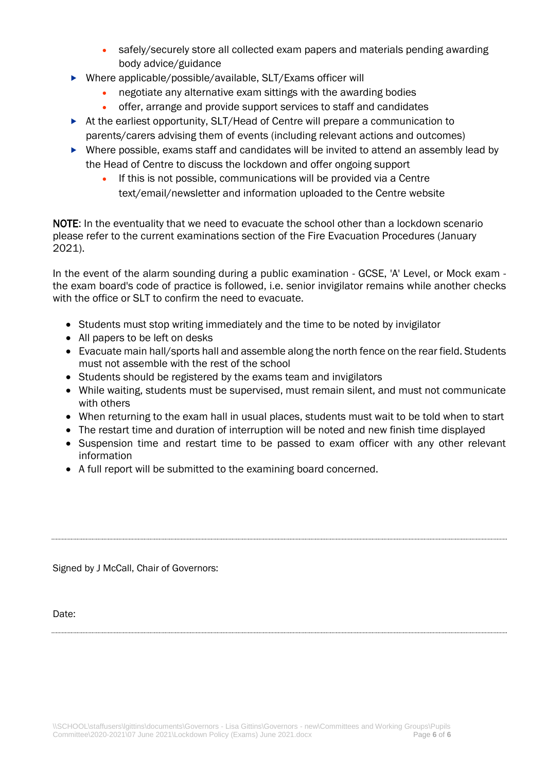- safely/securely store all collected exam papers and materials pending awarding body advice/guidance
- Where applicable/possible/available, SLT/Exams officer will
  - negotiate any alternative exam sittings with the awarding bodies
  - offer, arrange and provide support services to staff and candidates
- At the earliest opportunity, SLT/Head of Centre will prepare a communication to parents/carers advising them of events (including relevant actions and outcomes)
- Where possible, exams staff and candidates will be invited to attend an assembly lead by the Head of Centre to discuss the lockdown and offer ongoing support
  - If this is not possible, communications will be provided via a Centre text/email/newsletter and information uploaded to the Centre website

**NOTE**: In the eventuality that we need to evacuate the school other than a lockdown scenario please refer to the current examinations section of the Fire Evacuation Procedures (January 2021).

In the event of the alarm sounding during a public examination - GCSE, 'A' Level, or Mock exam - the exam board's code of practice is followed, i.e. senior invigilator remains while another checks with the office or SLT to confirm the need to evacuate.

- Students must stop writing immediately and the time to be noted by invigilator
- All papers to be left on desks
- Evacuate main hall/sports hall and assemble along the north fence on the rear field. Students must not assemble with the rest of the school
- Students should be registered by the exams team and invigilators
- While waiting, students must be supervised, must remain silent, and must not communicate with others
- When returning to the exam hall in usual places, students must wait to be told when to start
- The restart time and duration of interruption will be noted and new finish time displayed
- Suspension time and restart time to be passed to exam officer with any other relevant information
- A full report will be submitted to the examining board concerned.

---

Signed by J McCall, Chair of Governors:

Date:

---